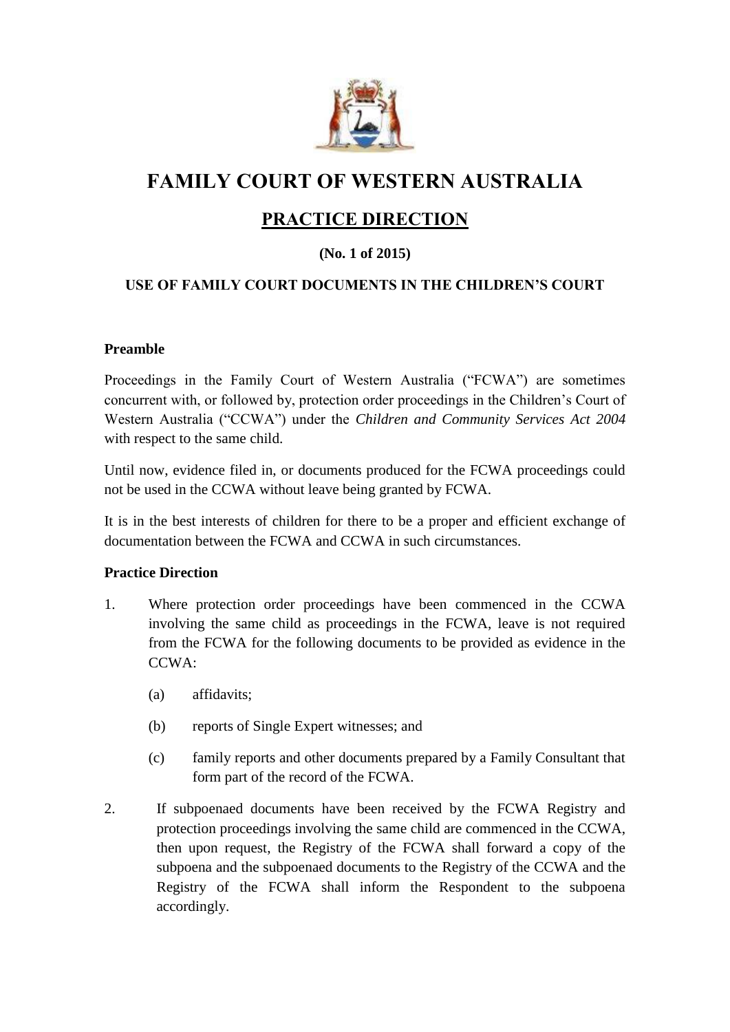# FAMILY COURT OF WESTERN AUSTRALIA

## PRACTICE DIRECTION

**(No. 1 of 2015)**

**USE OF FAMILY COURT DOCUMENTS IN THE CHILDREN'S COURT**

**Preamble**

Proceedings in the Family Court of Western Australia ("FCWA") are sometimes concurrent with, or followed by, protection order proceedings in the Children's Court of Western Australia ("CCWA") under the *Children and Community Services Act 2004* with respect to the same child.

Until now, evidence filed in, or documents produced for the FCWA proceedings could not be used in the CCWA without leave being granted by FCWA.

It is in the best interests of children for there to be a proper and efficient exchange of documentation between the FCWA and CCWA in such circumstances.

**Practice Direction**

1. Where protection order proceedings have been commenced in the CCWA involving the same child as proceedings in the FCWA, leave is not required from the FCWA for the following documents to be provided as evidence in the CCWA:

    (a) affidavits;

    (b) reports of Single Expert witnesses; and

    (c) family reports and other documents prepared by a Family Consultant that form part of the record of the FCWA.

2. If subpoenaed documents have been received by the FCWA Registry and protection proceedings involving the same child are commenced in the CCWA, then upon request, the Registry of the FCWA shall forward a copy of the subpoena and the subpoenaed documents to the Registry of the CCWA and the Registry of the FCWA shall inform the Respondent to the subpoena accordingly.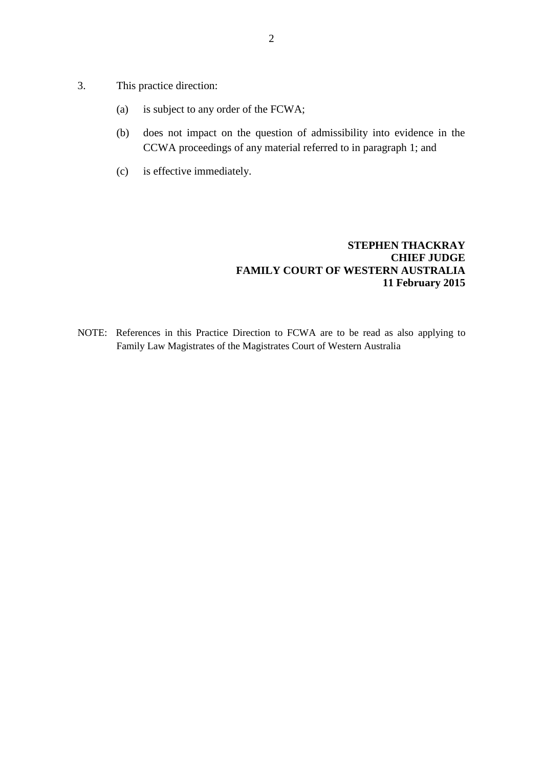3. This practice direction:

   (a) is subject to any order of the FCWA;

   (b) does not impact on the question of admissibility into evidence in the CCWA proceedings of any material referred to in paragraph 1; and

   (c) is effective immediately.

**STEPHEN THACKRAY**
**CHIEF JUDGE**
**FAMILY COURT OF WESTERN AUSTRALIA**
**11 February 2015**

NOTE: References in this Practice Direction to FCWA are to be read as also applying to Family Law Magistrates of the Magistrates Court of Western Australia